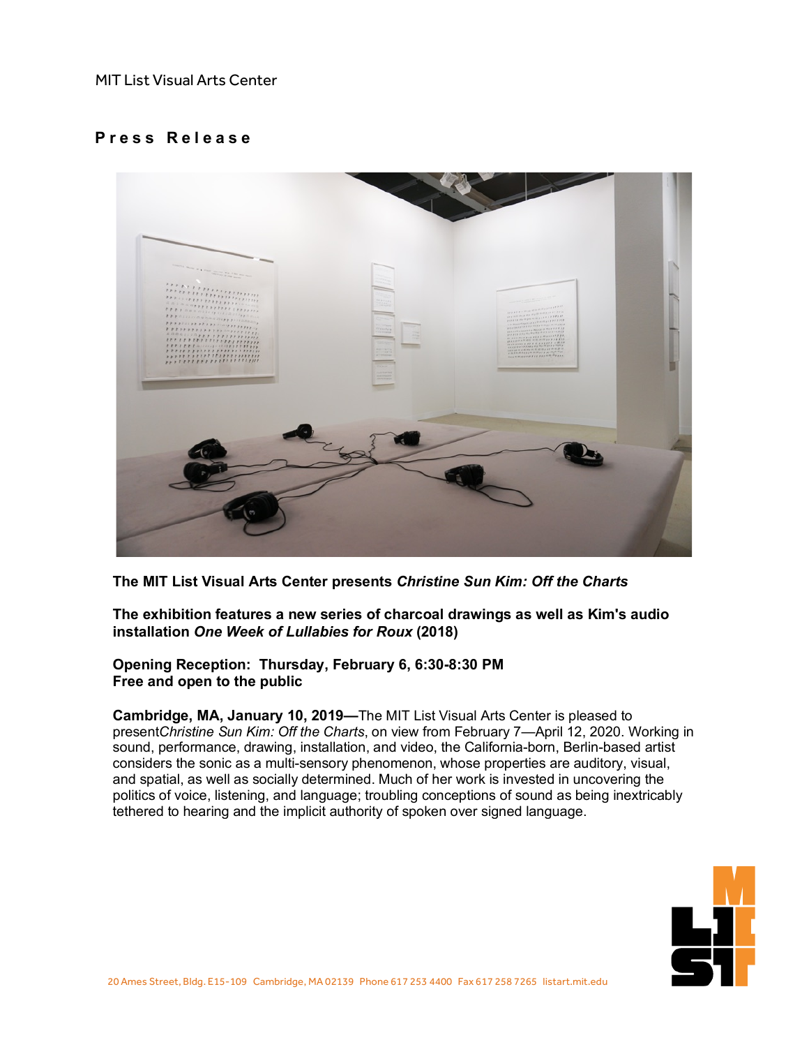MIT List Visual Arts Center

**Press Release**

**The MIT List Visual Arts Center presents *Christine Sun Kim: Off the Charts***

**The exhibition features a new series of charcoal drawings as well as Kim's audio installation *One Week of Lullabies for Roux* (2018)**

**Opening Reception: Thursday, February 6, 6:30-8:30 PM**
**Free and open to the public**

**Cambridge, MA, January 10, 2019—**The MIT List Visual Arts Center is pleased to present*Christine Sun Kim: Off the Charts*, on view from February 7—April 12, 2020. Working in sound, performance, drawing, installation, and video, the California-born, Berlin-based artist considers the sonic as a multi-sensory phenomenon, whose properties are auditory, visual, and spatial, as well as socially determined. Much of her work is invested in uncovering the politics of voice, listening, and language; troubling conceptions of sound as being inextricably tethered to hearing and the implicit authority of spoken over signed language.

20 Ames Street, Bldg. E15-109 Cambridge, MA 02139 Phone 617 253 4400 Fax 617 258 7265 listart.mit.edu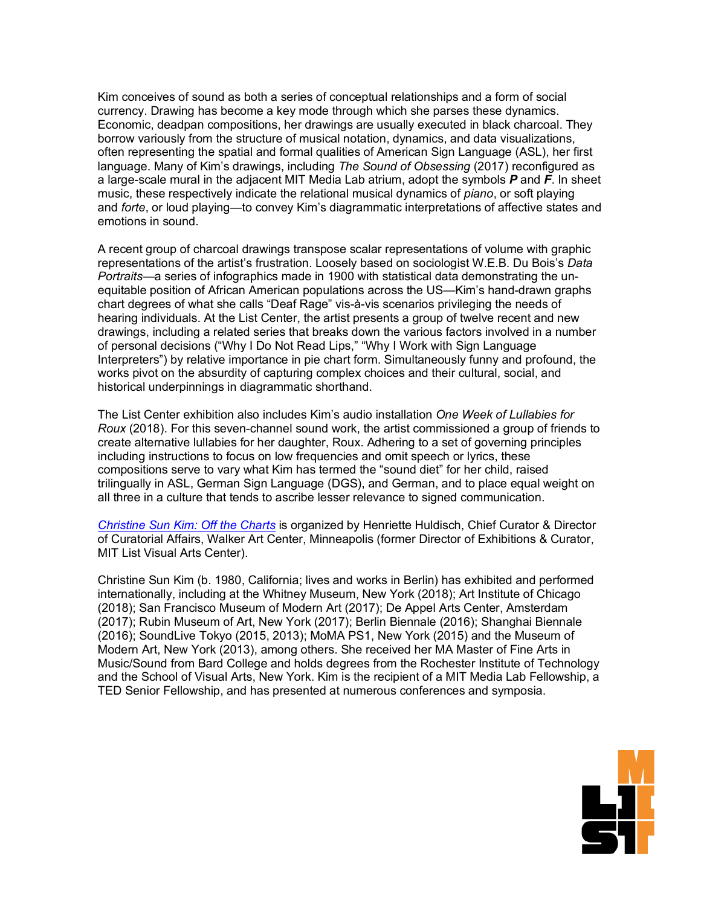Kim conceives of sound as both a series of conceptual relationships and a form of social currency. Drawing has become a key mode through which she parses these dynamics. Economic, deadpan compositions, her drawings are usually executed in black charcoal. They borrow variously from the structure of musical notation, dynamics, and data visualizations, often representing the spatial and formal qualities of American Sign Language (ASL), her first language. Many of Kim's drawings, including *The Sound of Obsessing* (2017) reconfigured as a large-scale mural in the adjacent MIT Media Lab atrium, adopt the symbols ***P*** and ***F***. In sheet music, these respectively indicate the relational musical dynamics of *piano*, or soft playing and *forte*, or loud playing—to convey Kim's diagrammatic interpretations of affective states and emotions in sound.

A recent group of charcoal drawings transpose scalar representations of volume with graphic representations of the artist's frustration. Loosely based on sociologist W.E.B. Du Bois's *Data Portraits*—a series of infographics made in 1900 with statistical data demonstrating the un-equitable position of African American populations across the US—Kim's hand-drawn graphs chart degrees of what she calls "Deaf Rage" vis-à-vis scenarios privileging the needs of hearing individuals. At the List Center, the artist presents a group of twelve recent and new drawings, including a related series that breaks down the various factors involved in a number of personal decisions ("Why I Do Not Read Lips," "Why I Work with Sign Language Interpreters") by relative importance in pie chart form. Simultaneously funny and profound, the works pivot on the absurdity of capturing complex choices and their cultural, social, and historical underpinnings in diagrammatic shorthand.

The List Center exhibition also includes Kim's audio installation *One Week of Lullabies for Roux* (2018). For this seven-channel sound work, the artist commissioned a group of friends to create alternative lullabies for her daughter, Roux. Adhering to a set of governing principles including instructions to focus on low frequencies and omit speech or lyrics, these compositions serve to vary what Kim has termed the "sound diet" for her child, raised trilingually in ASL, German Sign Language (DGS), and German, and to place equal weight on all three in a culture that tends to ascribe lesser relevance to signed communication.

*Christine Sun Kim: Off the Charts* is organized by Henriette Huldisch, Chief Curator & Director of Curatorial Affairs, Walker Art Center, Minneapolis (former Director of Exhibitions & Curator, MIT List Visual Arts Center).

Christine Sun Kim (b. 1980, California; lives and works in Berlin) has exhibited and performed internationally, including at the Whitney Museum, New York (2018); Art Institute of Chicago (2018); San Francisco Museum of Modern Art (2017); De Appel Arts Center, Amsterdam (2017); Rubin Museum of Art, New York (2017); Berlin Biennale (2016); Shanghai Biennale (2016); SoundLive Tokyo (2015, 2013); MoMA PS1, New York (2015) and the Museum of Modern Art, New York (2013), among others. She received her MA Master of Fine Arts in Music/Sound from Bard College and holds degrees from the Rochester Institute of Technology and the School of Visual Arts, New York. Kim is the recipient of a MIT Media Lab Fellowship, a TED Senior Fellowship, and has presented at numerous conferences and symposia.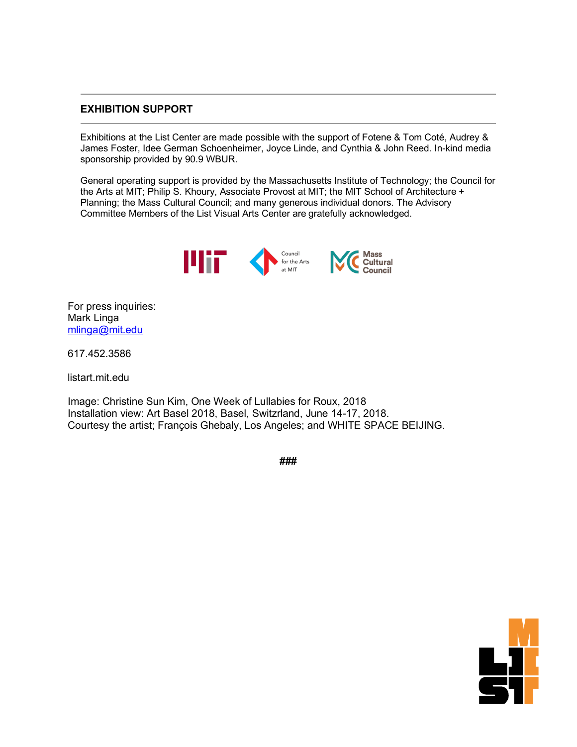## EXHIBITION SUPPORT

Exhibitions at the List Center are made possible with the support of Fotene & Tom Coté, Audrey & James Foster, Idee German Schoenheimer, Joyce Linde, and Cynthia & John Reed. In-kind media sponsorship provided by 90.9 WBUR.

General operating support is provided by the Massachusetts Institute of Technology; the Council for the Arts at MIT; Philip S. Khoury, Associate Provost at MIT; the MIT School of Architecture + Planning; the Mass Cultural Council; and many generous individual donors. The Advisory Committee Members of the List Visual Arts Center are gratefully acknowledged.

For press inquiries:
Mark Linga
[mlinga@mit.edu](mailto:mlinga@mit.edu)

617.452.3586

listart.mit.edu

Image: Christine Sun Kim, One Week of Lullabies for Roux, 2018
Installation view: Art Basel 2018, Basel, Switzrland, June 14-17, 2018.
Courtesy the artist; François Ghebaly, Los Angeles; and WHITE SPACE BEIJING.

**###**